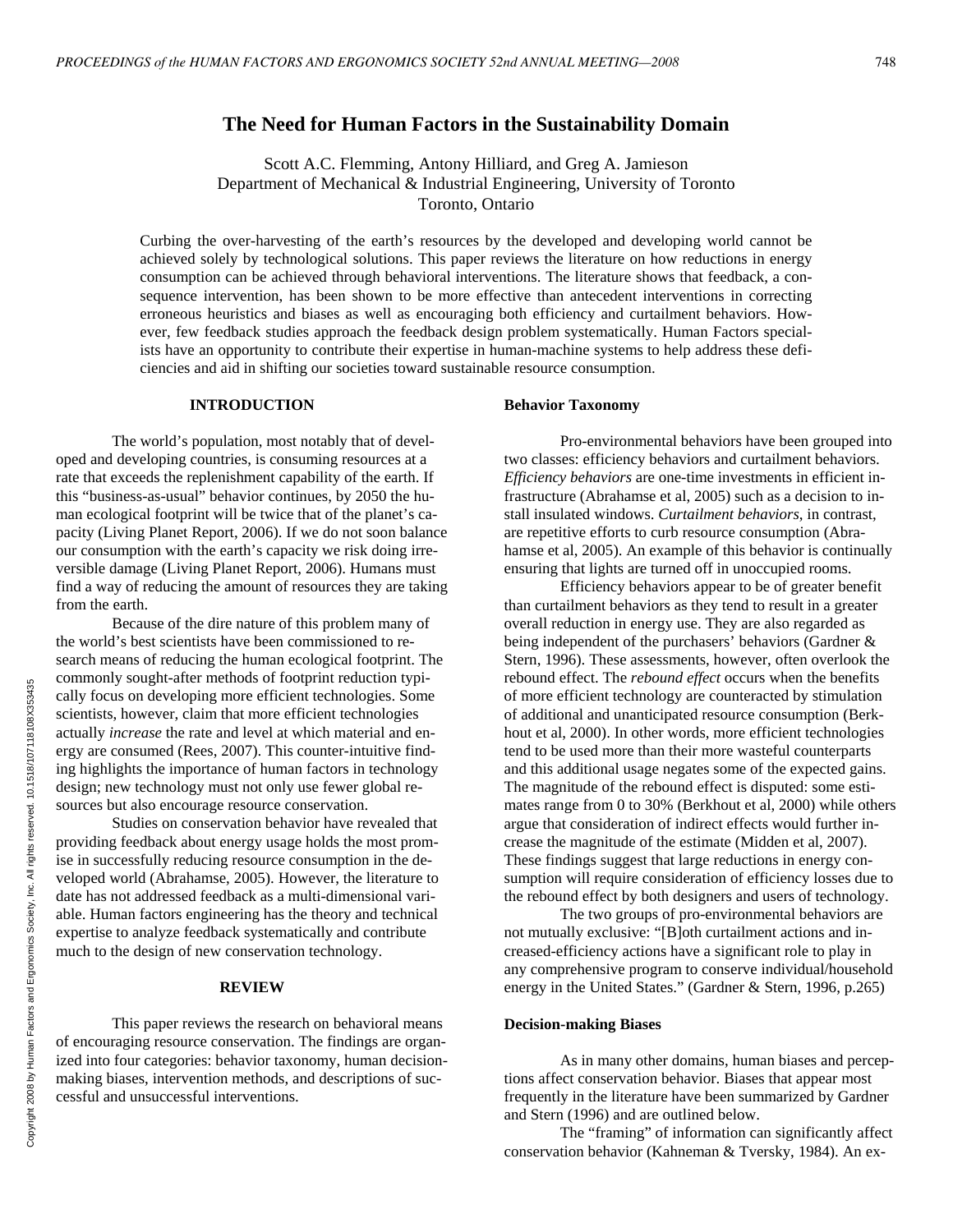# The Need for Human Factors in the Sustainability Domain

Scott A.C. Flemming, Antony Hilliard, and Greg A. Jamieson
Department of Mechanical & Industrial Engineering, University of Toronto
Toronto, Ontario

Curbing the over-harvesting of the earth's resources by the developed and developing world cannot be achieved solely by technological solutions. This paper reviews the literature on how reductions in energy consumption can be achieved through behavioral interventions. The literature shows that feedback, a consequence intervention, has been shown to be more effective than antecedent interventions in correcting erroneous heuristics and biases as well as encouraging both efficiency and curtailment behaviors. However, few feedback studies approach the feedback design problem systematically. Human Factors specialists have an opportunity to contribute their expertise in human-machine systems to help address these deficiencies and aid in shifting our societies toward sustainable resource consumption.

## INTRODUCTION

The world's population, most notably that of developed and developing countries, is consuming resources at a rate that exceeds the replenishment capability of the earth. If this "business-as-usual" behavior continues, by 2050 the human ecological footprint will be twice that of the planet's capacity (Living Planet Report, 2006). If we do not soon balance our consumption with the earth's capacity we risk doing irreversible damage (Living Planet Report, 2006). Humans must find a way of reducing the amount of resources they are taking from the earth.

Because of the dire nature of this problem many of the world's best scientists have been commissioned to research means of reducing the human ecological footprint. The commonly sought-after methods of footprint reduction typically focus on developing more efficient technologies. Some scientists, however, claim that more efficient technologies actually *increase* the rate and level at which material and energy are consumed (Rees, 2007). This counter-intuitive finding highlights the importance of human factors in technology design; new technology must not only use fewer global resources but also encourage resource conservation.

Studies on conservation behavior have revealed that providing feedback about energy usage holds the most promise in successfully reducing resource consumption in the developed world (Abrahamse, 2005). However, the literature to date has not addressed feedback as a multi-dimensional variable. Human factors engineering has the theory and technical expertise to analyze feedback systematically and contribute much to the design of new conservation technology.

## REVIEW

This paper reviews the research on behavioral means of encouraging resource conservation. The findings are organized into four categories: behavior taxonomy, human decision-making biases, intervention methods, and descriptions of successful and unsuccessful interventions.

### Behavior Taxonomy

Pro-environmental behaviors have been grouped into two classes: efficiency behaviors and curtailment behaviors. *Efficiency behaviors* are one-time investments in efficient infrastructure (Abrahamse et al, 2005) such as a decision to install insulated windows. *Curtailment behaviors*, in contrast, are repetitive efforts to curb resource consumption (Abrahamse et al, 2005). An example of this behavior is continually ensuring that lights are turned off in unoccupied rooms.

Efficiency behaviors appear to be of greater benefit than curtailment behaviors as they tend to result in a greater overall reduction in energy use. They are also regarded as being independent of the purchasers' behaviors (Gardner & Stern, 1996). These assessments, however, often overlook the rebound effect. The *rebound effect* occurs when the benefits of more efficient technology are counteracted by stimulation of additional and unanticipated resource consumption (Berkhout et al, 2000). In other words, more efficient technologies tend to be used more than their more wasteful counterparts and this additional usage negates some of the expected gains. The magnitude of the rebound effect is disputed: some estimates range from 0 to 30% (Berkhout et al, 2000) while others argue that consideration of indirect effects would further increase the magnitude of the estimate (Midden et al, 2007). These findings suggest that large reductions in energy consumption will require consideration of efficiency losses due to the rebound effect by both designers and users of technology.

The two groups of pro-environmental behaviors are not mutually exclusive: "[B]oth curtailment actions and increased-efficiency actions have a significant role to play in any comprehensive program to conserve individual/household energy in the United States." (Gardner & Stern, 1996, p.265)

### Decision-making Biases

As in many other domains, human biases and perceptions affect conservation behavior. Biases that appear most frequently in the literature have been summarized by Gardner and Stern (1996) and are outlined below.

The "framing" of information can significantly affect conservation behavior (Kahneman & Tversky, 1984). An ex-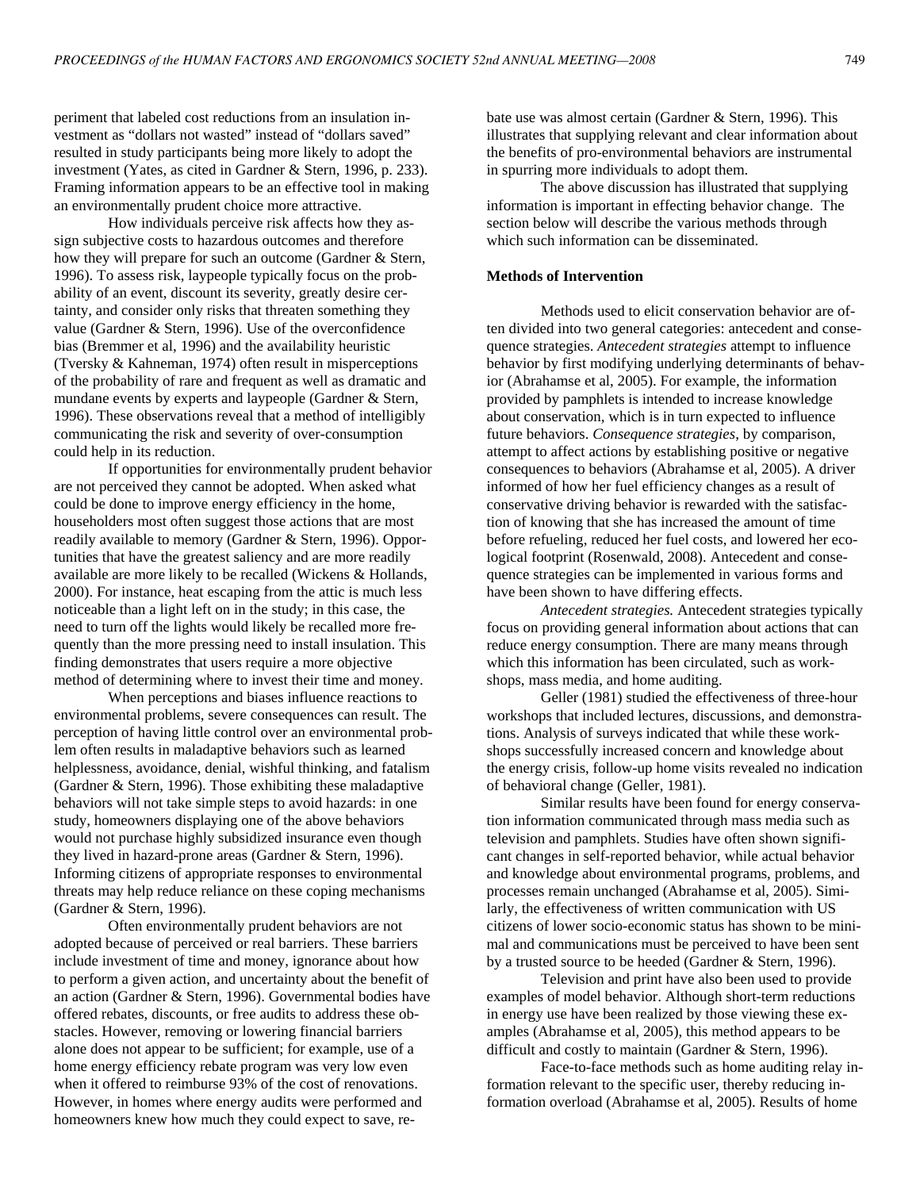periment that labeled cost reductions from an insulation investment as "dollars not wasted" instead of "dollars saved" resulted in study participants being more likely to adopt the investment (Yates, as cited in Gardner & Stern, 1996, p. 233). Framing information appears to be an effective tool in making an environmentally prudent choice more attractive.

How individuals perceive risk affects how they assign subjective costs to hazardous outcomes and therefore how they will prepare for such an outcome (Gardner & Stern, 1996). To assess risk, laypeople typically focus on the probability of an event, discount its severity, greatly desire certainty, and consider only risks that threaten something they value (Gardner & Stern, 1996). Use of the overconfidence bias (Bremmer et al, 1996) and the availability heuristic (Tversky & Kahneman, 1974) often result in misperceptions of the probability of rare and frequent as well as dramatic and mundane events by experts and laypeople (Gardner & Stern, 1996). These observations reveal that a method of intelligibly communicating the risk and severity of over-consumption could help in its reduction.

If opportunities for environmentally prudent behavior are not perceived they cannot be adopted. When asked what could be done to improve energy efficiency in the home, householders most often suggest those actions that are most readily available to memory (Gardner & Stern, 1996). Opportunities that have the greatest saliency and are more readily available are more likely to be recalled (Wickens & Hollands, 2000). For instance, heat escaping from the attic is much less noticeable than a light left on in the study; in this case, the need to turn off the lights would likely be recalled more frequently than the more pressing need to install insulation. This finding demonstrates that users require a more objective method of determining where to invest their time and money.

When perceptions and biases influence reactions to environmental problems, severe consequences can result. The perception of having little control over an environmental problem often results in maladaptive behaviors such as learned helplessness, avoidance, denial, wishful thinking, and fatalism (Gardner & Stern, 1996). Those exhibiting these maladaptive behaviors will not take simple steps to avoid hazards: in one study, homeowners displaying one of the above behaviors would not purchase highly subsidized insurance even though they lived in hazard-prone areas (Gardner & Stern, 1996). Informing citizens of appropriate responses to environmental threats may help reduce reliance on these coping mechanisms (Gardner & Stern, 1996).

Often environmentally prudent behaviors are not adopted because of perceived or real barriers. These barriers include investment of time and money, ignorance about how to perform a given action, and uncertainty about the benefit of an action (Gardner & Stern, 1996). Governmental bodies have offered rebates, discounts, or free audits to address these obstacles. However, removing or lowering financial barriers alone does not appear to be sufficient; for example, use of a home energy efficiency rebate program was very low even when it offered to reimburse 93% of the cost of renovations. However, in homes where energy audits were performed and homeowners knew how much they could expect to save, rebate use was almost certain (Gardner & Stern, 1996). This illustrates that supplying relevant and clear information about the benefits of pro-environmental behaviors are instrumental in spurring more individuals to adopt them.

The above discussion has illustrated that supplying information is important in effecting behavior change. The section below will describe the various methods through which such information can be disseminated.

### Methods of Intervention

Methods used to elicit conservation behavior are often divided into two general categories: antecedent and consequence strategies. *Antecedent strategies* attempt to influence behavior by first modifying underlying determinants of behavior (Abrahamse et al, 2005). For example, the information provided by pamphlets is intended to increase knowledge about conservation, which is in turn expected to influence future behaviors. *Consequence strategies*, by comparison, attempt to affect actions by establishing positive or negative consequences to behaviors (Abrahamse et al, 2005). A driver informed of how her fuel efficiency changes as a result of conservative driving behavior is rewarded with the satisfaction of knowing that she has increased the amount of time before refueling, reduced her fuel costs, and lowered her ecological footprint (Rosenwald, 2008). Antecedent and consequence strategies can be implemented in various forms and have been shown to have differing effects.

*Antecedent strategies.* Antecedent strategies typically focus on providing general information about actions that can reduce energy consumption. There are many means through which this information has been circulated, such as workshops, mass media, and home auditing.

Geller (1981) studied the effectiveness of three-hour workshops that included lectures, discussions, and demonstrations. Analysis of surveys indicated that while these workshops successfully increased concern and knowledge about the energy crisis, follow-up home visits revealed no indication of behavioral change (Geller, 1981).

Similar results have been found for energy conservation information communicated through mass media such as television and pamphlets. Studies have often shown significant changes in self-reported behavior, while actual behavior and knowledge about environmental programs, problems, and processes remain unchanged (Abrahamse et al, 2005). Similarly, the effectiveness of written communication with US citizens of lower socio-economic status has shown to be minimal and communications must be perceived to have been sent by a trusted source to be heeded (Gardner & Stern, 1996).

Television and print have also been used to provide examples of model behavior. Although short-term reductions in energy use have been realized by those viewing these examples (Abrahamse et al, 2005), this method appears to be difficult and costly to maintain (Gardner & Stern, 1996).

Face-to-face methods such as home auditing relay information relevant to the specific user, thereby reducing information overload (Abrahamse et al, 2005). Results of home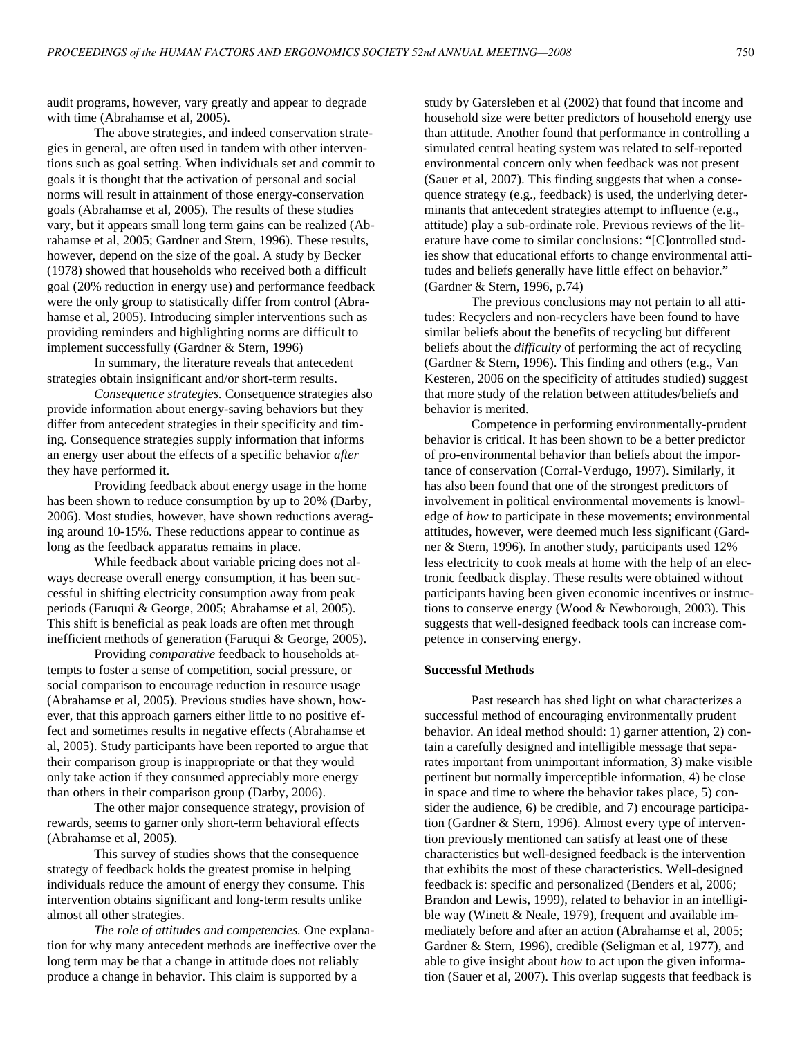audit programs, however, vary greatly and appear to degrade with time (Abrahamse et al, 2005).

The above strategies, and indeed conservation strategies in general, are often used in tandem with other interventions such as goal setting. When individuals set and commit to goals it is thought that the activation of personal and social norms will result in attainment of those energy-conservation goals (Abrahamse et al, 2005). The results of these studies vary, but it appears small long term gains can be realized (Abrahamse et al, 2005; Gardner and Stern, 1996). These results, however, depend on the size of the goal. A study by Becker (1978) showed that households who received both a difficult goal (20% reduction in energy use) and performance feedback were the only group to statistically differ from control (Abrahamse et al, 2005). Introducing simpler interventions such as providing reminders and highlighting norms are difficult to implement successfully (Gardner & Stern, 1996)

In summary, the literature reveals that antecedent strategies obtain insignificant and/or short-term results.

*Consequence strategies.* Consequence strategies also provide information about energy-saving behaviors but they differ from antecedent strategies in their specificity and timing. Consequence strategies supply information that informs an energy user about the effects of a specific behavior *after* they have performed it.

Providing feedback about energy usage in the home has been shown to reduce consumption by up to 20% (Darby, 2006). Most studies, however, have shown reductions averaging around 10-15%. These reductions appear to continue as long as the feedback apparatus remains in place.

While feedback about variable pricing does not always decrease overall energy consumption, it has been successful in shifting electricity consumption away from peak periods (Faruqui & George, 2005; Abrahamse et al, 2005). This shift is beneficial as peak loads are often met through inefficient methods of generation (Faruqui & George, 2005).

Providing *comparative* feedback to households attempts to foster a sense of competition, social pressure, or social comparison to encourage reduction in resource usage (Abrahamse et al, 2005). Previous studies have shown, however, that this approach garners either little to no positive effect and sometimes results in negative effects (Abrahamse et al, 2005). Study participants have been reported to argue that their comparison group is inappropriate or that they would only take action if they consumed appreciably more energy than others in their comparison group (Darby, 2006).

The other major consequence strategy, provision of rewards, seems to garner only short-term behavioral effects (Abrahamse et al, 2005).

This survey of studies shows that the consequence strategy of feedback holds the greatest promise in helping individuals reduce the amount of energy they consume. This intervention obtains significant and long-term results unlike almost all other strategies.

*The role of attitudes and competencies.* One explanation for why many antecedent methods are ineffective over the long term may be that a change in attitude does not reliably produce a change in behavior. This claim is supported by a study by Gatersleben et al (2002) that found that income and household size were better predictors of household energy use than attitude. Another found that performance in controlling a simulated central heating system was related to self-reported environmental concern only when feedback was not present (Sauer et al, 2007). This finding suggests that when a consequence strategy (e.g., feedback) is used, the underlying determinants that antecedent strategies attempt to influence (e.g., attitude) play a sub-ordinate role. Previous reviews of the literature have come to similar conclusions: "[C]ontrolled studies show that educational efforts to change environmental attitudes and beliefs generally have little effect on behavior." (Gardner & Stern, 1996, p.74)

The previous conclusions may not pertain to all attitudes: Recyclers and non-recyclers have been found to have similar beliefs about the benefits of recycling but different beliefs about the *difficulty* of performing the act of recycling (Gardner & Stern, 1996). This finding and others (e.g., Van Kesteren, 2006 on the specificity of attitudes studied) suggest that more study of the relation between attitudes/beliefs and behavior is merited.

Competence in performing environmentally-prudent behavior is critical. It has been shown to be a better predictor of pro-environmental behavior than beliefs about the importance of conservation (Corral-Verdugo, 1997). Similarly, it has also been found that one of the strongest predictors of involvement in political environmental movements is knowledge of *how* to participate in these movements; environmental attitudes, however, were deemed much less significant (Gardner & Stern, 1996). In another study, participants used 12% less electricity to cook meals at home with the help of an electronic feedback display. These results were obtained without participants having been given economic incentives or instructions to conserve energy (Wood & Newborough, 2003). This suggests that well-designed feedback tools can increase competence in conserving energy.

**Successful Methods**

Past research has shed light on what characterizes a successful method of encouraging environmentally prudent behavior. An ideal method should: 1) garner attention, 2) contain a carefully designed and intelligible message that separates important from unimportant information, 3) make visible pertinent but normally imperceptible information, 4) be close in space and time to where the behavior takes place, 5) consider the audience, 6) be credible, and 7) encourage participation (Gardner & Stern, 1996). Almost every type of intervention previously mentioned can satisfy at least one of these characteristics but well-designed feedback is the intervention that exhibits the most of these characteristics. Well-designed feedback is: specific and personalized (Benders et al, 2006; Brandon and Lewis, 1999), related to behavior in an intelligible way (Winett & Neale, 1979), frequent and available immediately before and after an action (Abrahamse et al, 2005; Gardner & Stern, 1996), credible (Seligman et al, 1977), and able to give insight about *how* to act upon the given information (Sauer et al, 2007). This overlap suggests that feedback is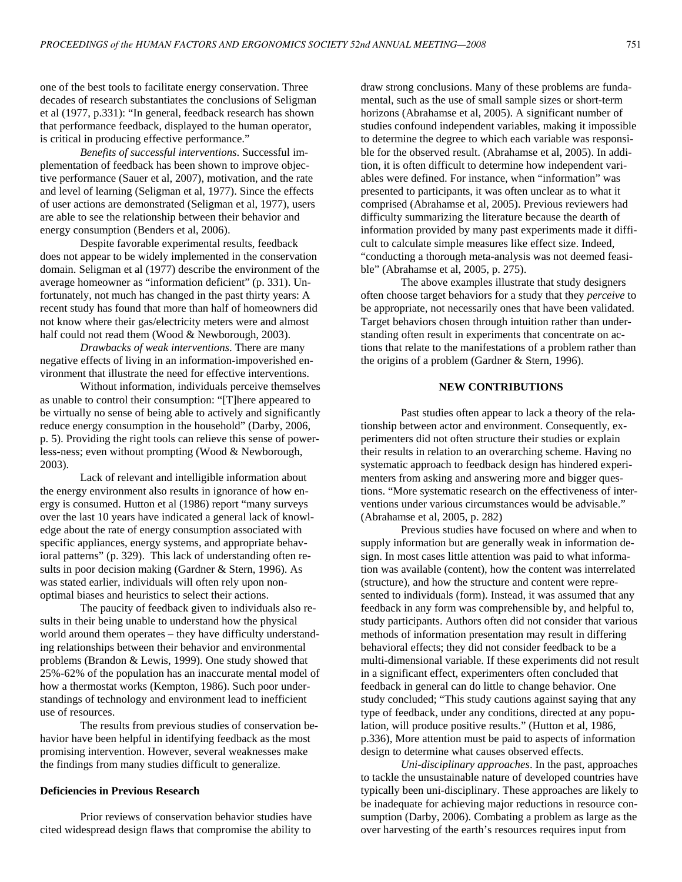one of the best tools to facilitate energy conservation. Three decades of research substantiates the conclusions of Seligman et al (1977, p.331): "In general, feedback research has shown that performance feedback, displayed to the human operator, is critical in producing effective performance."

*Benefits of successful interventions*. Successful implementation of feedback has been shown to improve objective performance (Sauer et al, 2007), motivation, and the rate and level of learning (Seligman et al, 1977). Since the effects of user actions are demonstrated (Seligman et al, 1977), users are able to see the relationship between their behavior and energy consumption (Benders et al, 2006).

Despite favorable experimental results, feedback does not appear to be widely implemented in the conservation domain. Seligman et al (1977) describe the environment of the average homeowner as "information deficient" (p. 331). Unfortunately, not much has changed in the past thirty years: A recent study has found that more than half of homeowners did not know where their gas/electricity meters were and almost half could not read them (Wood & Newborough, 2003).

*Drawbacks of weak interventions*. There are many negative effects of living in an information-impoverished environment that illustrate the need for effective interventions.

Without information, individuals perceive themselves as unable to control their consumption: "[T]here appeared to be virtually no sense of being able to actively and significantly reduce energy consumption in the household" (Darby, 2006, p. 5). Providing the right tools can relieve this sense of powerless-ness; even without prompting (Wood & Newborough, 2003).

Lack of relevant and intelligible information about the energy environment also results in ignorance of how energy is consumed. Hutton et al (1986) report "many surveys over the last 10 years have indicated a general lack of knowledge about the rate of energy consumption associated with specific appliances, energy systems, and appropriate behavioral patterns" (p. 329). This lack of understanding often results in poor decision making (Gardner & Stern, 1996). As was stated earlier, individuals will often rely upon non-optimal biases and heuristics to select their actions.

The paucity of feedback given to individuals also results in their being unable to understand how the physical world around them operates – they have difficulty understanding relationships between their behavior and environmental problems (Brandon & Lewis, 1999). One study showed that 25%-62% of the population has an inaccurate mental model of how a thermostat works (Kempton, 1986). Such poor understandings of technology and environment lead to inefficient use of resources.

The results from previous studies of conservation behavior have been helpful in identifying feedback as the most promising intervention. However, several weaknesses make the findings from many studies difficult to generalize.

### Deficiencies in Previous Research

Prior reviews of conservation behavior studies have cited widespread design flaws that compromise the ability to draw strong conclusions. Many of these problems are fundamental, such as the use of small sample sizes or short-term horizons (Abrahamse et al, 2005). A significant number of studies confound independent variables, making it impossible to determine the degree to which each variable was responsible for the observed result. (Abrahamse et al, 2005). In addition, it is often difficult to determine how independent variables were defined. For instance, when "information" was presented to participants, it was often unclear as to what it comprised (Abrahamse et al, 2005). Previous reviewers had difficulty summarizing the literature because the dearth of information provided by many past experiments made it difficult to calculate simple measures like effect size. Indeed, "conducting a thorough meta-analysis was not deemed feasible" (Abrahamse et al, 2005, p. 275).

The above examples illustrate that study designers often choose target behaviors for a study that they *perceive* to be appropriate, not necessarily ones that have been validated. Target behaviors chosen through intuition rather than understanding often result in experiments that concentrate on actions that relate to the manifestations of a problem rather than the origins of a problem (Gardner & Stern, 1996).

## NEW CONTRIBUTIONS

Past studies often appear to lack a theory of the relationship between actor and environment. Consequently, experimenters did not often structure their studies or explain their results in relation to an overarching scheme. Having no systematic approach to feedback design has hindered experimenters from asking and answering more and bigger questions. "More systematic research on the effectiveness of interventions under various circumstances would be advisable." (Abrahamse et al, 2005, p. 282)

Previous studies have focused on where and when to supply information but are generally weak in information design. In most cases little attention was paid to what information was available (content), how the content was interrelated (structure), and how the structure and content were represented to individuals (form). Instead, it was assumed that any feedback in any form was comprehensible by, and helpful to, study participants. Authors often did not consider that various methods of information presentation may result in differing behavioral effects; they did not consider feedback to be a multi-dimensional variable. If these experiments did not result in a significant effect, experimenters often concluded that feedback in general can do little to change behavior. One study concluded; "This study cautions against saying that any type of feedback, under any conditions, directed at any population, will produce positive results." (Hutton et al, 1986, p.336), More attention must be paid to aspects of information design to determine what causes observed effects.

*Uni-disciplinary approaches*. In the past, approaches to tackle the unsustainable nature of developed countries have typically been uni-disciplinary. These approaches are likely to be inadequate for achieving major reductions in resource consumption (Darby, 2006). Combating a problem as large as the over harvesting of the earth's resources requires input from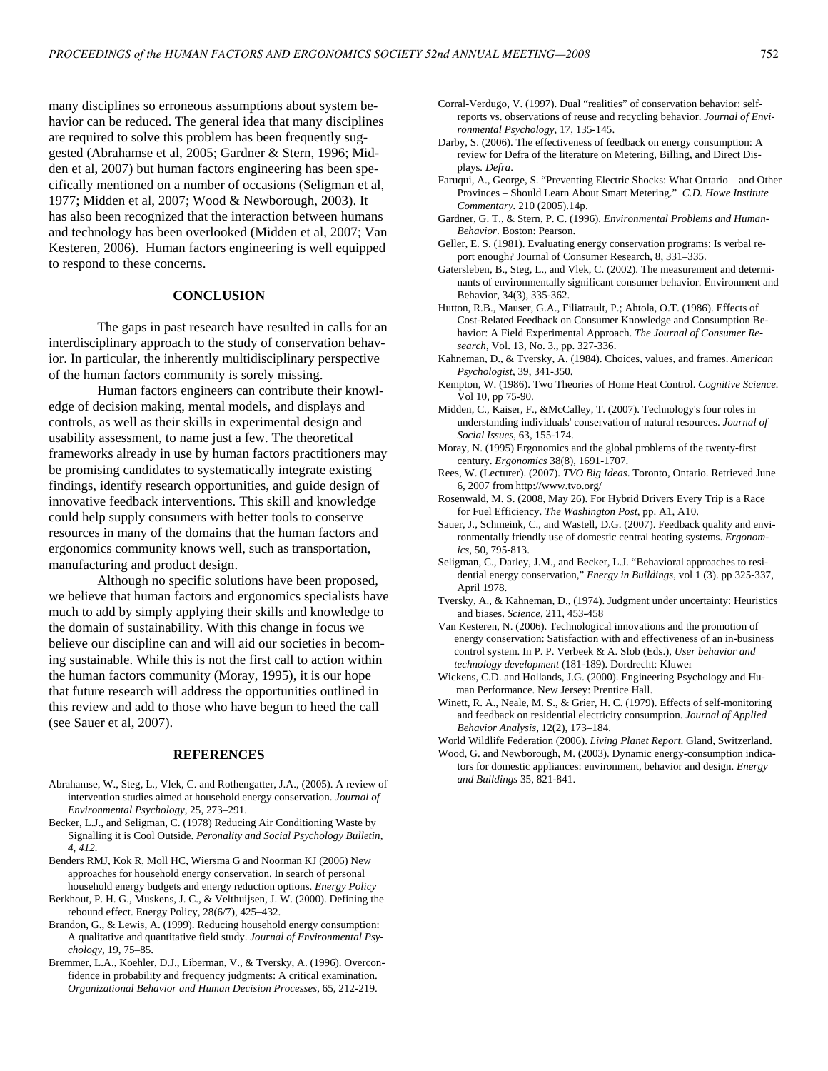many disciplines so erroneous assumptions about system behavior can be reduced. The general idea that many disciplines are required to solve this problem has been frequently suggested (Abrahamse et al, 2005; Gardner & Stern, 1996; Midden et al, 2007) but human factors engineering has been specifically mentioned on a number of occasions (Seligman et al, 1977; Midden et al, 2007; Wood & Newborough, 2003). It has also been recognized that the interaction between humans and technology has been overlooked (Midden et al, 2007; Van Kesteren, 2006). Human factors engineering is well equipped to respond to these concerns.

## CONCLUSION

The gaps in past research have resulted in calls for an interdisciplinary approach to the study of conservation behavior. In particular, the inherently multidisciplinary perspective of the human factors community is sorely missing.

Human factors engineers can contribute their knowledge of decision making, mental models, and displays and controls, as well as their skills in experimental design and usability assessment, to name just a few. The theoretical frameworks already in use by human factors practitioners may be promising candidates to systematically integrate existing findings, identify research opportunities, and guide design of innovative feedback interventions. This skill and knowledge could help supply consumers with better tools to conserve resources in many of the domains that the human factors and ergonomics community knows well, such as transportation, manufacturing and product design.

Although no specific solutions have been proposed, we believe that human factors and ergonomics specialists have much to add by simply applying their skills and knowledge to the domain of sustainability. With this change in focus we believe our discipline can and will aid our societies in becoming sustainable. While this is not the first call to action within the human factors community (Moray, 1995), it is our hope that future research will address the opportunities outlined in this review and add to those who have begun to heed the call (see Sauer et al, 2007).

## REFERENCES

Abrahamse, W., Steg, L., Vlek, C. and Rothengatter, J.A., (2005). A review of intervention studies aimed at household energy conservation. *Journal of Environmental Psychology*, 25, 273–291.

Becker, L.J., and Seligman, C. (1978) Reducing Air Conditioning Waste by Signalling it is Cool Outside. *Peronality and Social Psychology Bulletin, 4, 412*.

Benders RMJ, Kok R, Moll HC, Wiersma G and Noorman KJ (2006) New approaches for household energy conservation. In search of personal household energy budgets and energy reduction options. *Energy Policy*

Berkhout, P. H. G., Muskens, J. C., & Velthuijsen, J. W. (2000). Defining the rebound effect. Energy Policy, 28(6/7), 425–432.

Brandon, G., & Lewis, A. (1999). Reducing household energy consumption: A qualitative and quantitative field study. *Journal of Environmental Psychology*, 19, 75–85.

Bremmer, L.A., Koehler, D.J., Liberman, V., & Tversky, A. (1996). Overconfidence in probability and frequency judgments: A critical examination. *Organizational Behavior and Human Decision Processes*, 65, 212-219.

Corral-Verdugo, V. (1997). Dual "realities" of conservation behavior: self-reports vs. observations of reuse and recycling behavior. *Journal of Environmental Psychology*, 17, 135-145.

Darby, S. (2006). The effectiveness of feedback on energy consumption: A review for Defra of the literature on Metering, Billing, and Direct Displays. *Defra*.

Faruqui, A., George, S. "Preventing Electric Shocks: What Ontario – and Other Provinces – Should Learn About Smart Metering." *C.D. Howe Institute Commentary.* 210 (2005).14p.

Gardner, G. T., & Stern, P. C. (1996). *Environmental Problems and Human-Behavior*. Boston: Pearson.

Geller, E. S. (1981). Evaluating energy conservation programs: Is verbal report enough? Journal of Consumer Research, 8, 331–335.

Gatersleben, B., Steg, L., and Vlek, C. (2002). The measurement and determinants of environmentally significant consumer behavior. Environment and Behavior, 34(3), 335-362.

Hutton, R.B., Mauser, G.A., Filiatrault, P.; Ahtola, O.T. (1986). Effects of Cost-Related Feedback on Consumer Knowledge and Consumption Behavior: A Field Experimental Approach. *The Journal of Consumer Research*, Vol. 13, No. 3., pp. 327-336.

Kahneman, D., & Tversky, A. (1984). Choices, values, and frames. *American Psychologist*, 39, 341-350.

Kempton, W. (1986). Two Theories of Home Heat Control. *Cognitive Science*. Vol 10, pp 75-90.

Midden, C., Kaiser, F., &McCalley, T. (2007). Technology's four roles in understanding individuals' conservation of natural resources. *Journal of Social Issues*, 63, 155-174.

Moray, N. (1995) Ergonomics and the global problems of the twenty-first century. *Ergonomics* 38(8), 1691-1707.

Rees, W. (Lecturer). (2007). *TVO Big Ideas*. Toronto, Ontario. Retrieved June 6, 2007 from http://www.tvo.org/

Rosenwald, M. S. (2008, May 26). For Hybrid Drivers Every Trip is a Race for Fuel Efficiency. *The Washington Post*, pp. A1, A10.

Sauer, J., Schmeink, C., and Wastell, D.G. (2007). Feedback quality and environmentally friendly use of domestic central heating systems. *Ergonomics*, 50, 795-813.

Seligman, C., Darley, J.M., and Becker, L.J. "Behavioral approaches to residential energy conservation," *Energy in Buildings*, vol 1 (3). pp 325-337, April 1978.

Tversky, A., & Kahneman, D., (1974). Judgment under uncertainty: Heuristics and biases. *Science*, 211, 453-458

Van Kesteren, N. (2006). Technological innovations and the promotion of energy conservation: Satisfaction with and effectiveness of an in-business control system. In P. P. Verbeek & A. Slob (Eds.), *User behavior and technology development* (181-189). Dordrecht: Kluwer

Wickens, C.D. and Hollands, J.G. (2000). Engineering Psychology and Human Performance. New Jersey: Prentice Hall.

Winett, R. A., Neale, M. S., & Grier, H. C. (1979). Effects of self-monitoring and feedback on residential electricity consumption. *Journal of Applied Behavior Analysis*, 12(2), 173–184.

World Wildlife Federation (2006). *Living Planet Report*. Gland, Switzerland.

Wood, G. and Newborough, M. (2003). Dynamic energy-consumption indicators for domestic appliances: environment, behavior and design. *Energy and Buildings* 35, 821-841.